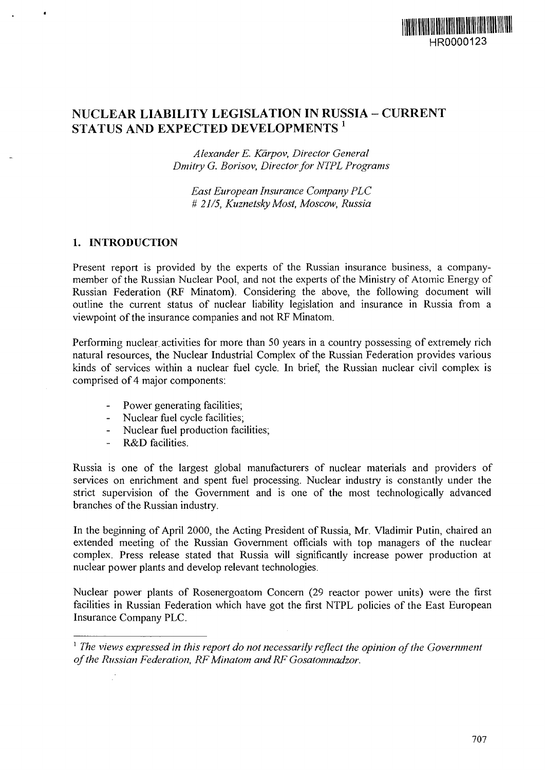# NUCLEAR LIABILITY LEGISLATION IN RUSSIA – CURRENT STATUS AND EXPECTED DEVELOPMENTS [1]

*Alexander E. Kārpov, Director General*
*Dmitry G. Borisov, Director for NTPL Programs*

*East European Insurance Company PLC*
*# 21/5, Kuznetsky Most, Moscow, Russia*

## 1. INTRODUCTION

Present report is provided by the experts of the Russian insurance business, a company-member of the Russian Nuclear Pool, and not the experts of the Ministry of Atomic Energy of Russian Federation (RF Minatom). Considering the above, the following document will outline the current status of nuclear liability legislation and insurance in Russia from a viewpoint of the insurance companies and not RF Minatom.

Performing nuclear activities for more than 50 years in a country possessing of extremely rich natural resources, the Nuclear Industrial Complex of the Russian Federation provides various kinds of services within a nuclear fuel cycle. In brief, the Russian nuclear civil complex is comprised of 4 major components:

- Power generating facilities;
- Nuclear fuel cycle facilities;
- Nuclear fuel production facilities;
- R&D facilities.

Russia is one of the largest global manufacturers of nuclear materials and providers of services on enrichment and spent fuel processing. Nuclear industry is constantly under the strict supervision of the Government and is one of the most technologically advanced branches of the Russian industry.

In the beginning of April 2000, the Acting President of Russia, Mr. Vladimir Putin, chaired an extended meeting of the Russian Government officials with top managers of the nuclear complex. Press release stated that Russia will significantly increase power production at nuclear power plants and develop relevant technologies.

Nuclear power plants of Rosenergoatom Concern (29 reactor power units) were the first facilities in Russian Federation which have got the first NTPL policies of the East European Insurance Company PLC.

---

[1] *The views expressed in this report do not necessarily reflect the opinion of the Government of the Russian Federation, RF Minatom and RF Gosatomnadzor.*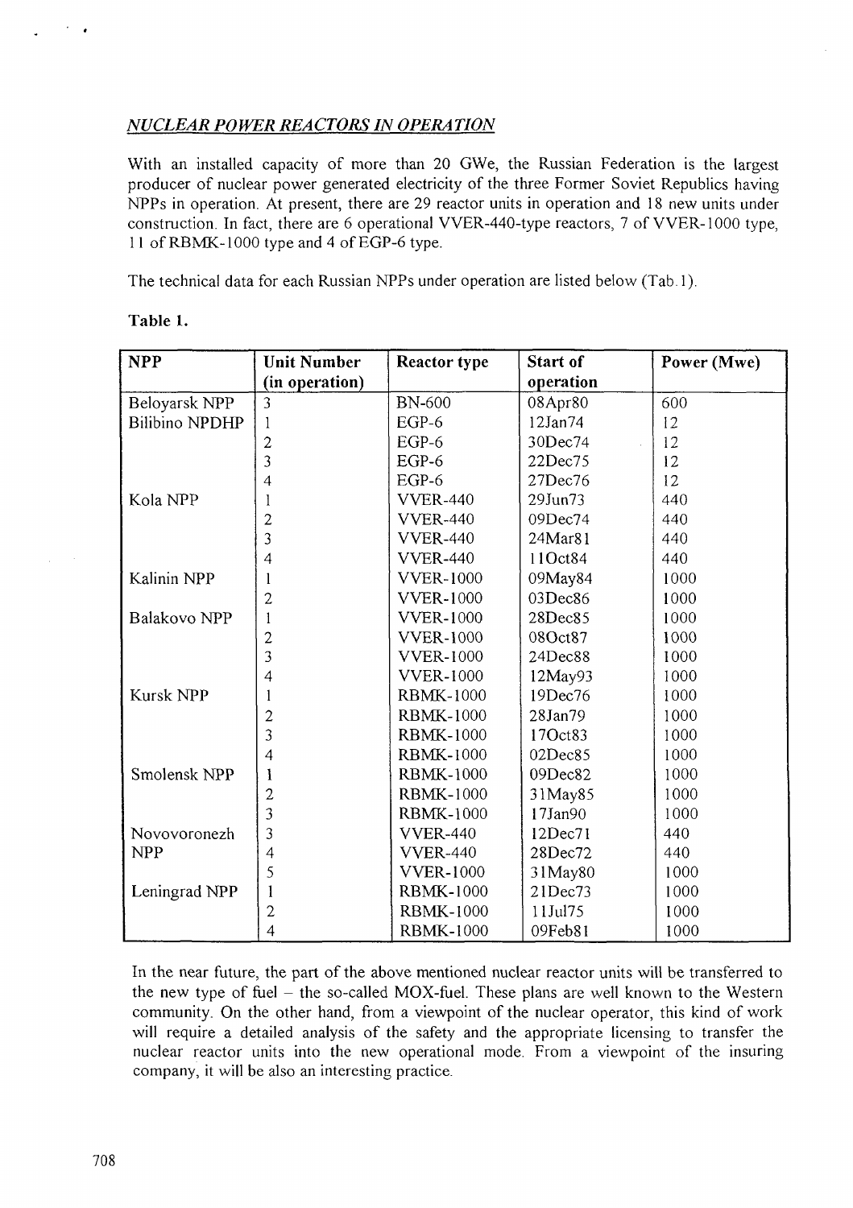## *NUCLEAR POWER REACTORS IN OPERATION*

With an installed capacity of more than 20 GWe, the Russian Federation is the largest producer of nuclear power generated electricity of the three Former Soviet Republics having NPPs in operation. At present, there are 29 reactor units in operation and 18 new units under construction. In fact, there are 6 operational VVER-440-type reactors, 7 of VVER-1000 type, 11 of RBMK-1000 type and 4 of EGP-6 type.

The technical data for each Russian NPPs under operation are listed below (Tab.1).

**Table 1.**

| NPP | Unit Number (in operation) | Reactor type | Start of operation | Power (Mwe) |
|---|---|---|---|---|
| Beloyarsk NPP | 3 | BN-600 | 08Apr80 | 600 |
| Bilibino NPDHP | 1 | EGP-6 | 12Jan74 | 12 |
| | 2 | EGP-6 | 30Dec74 | 12 |
| | 3 | EGP-6 | 22Dec75 | 12 |
| | 4 | EGP-6 | 27Dec76 | 12 |
| Kola NPP | 1 | VVER-440 | 29Jun73 | 440 |
| | 2 | VVER-440 | 09Dec74 | 440 |
| | 3 | VVER-440 | 24Mar81 | 440 |
| | 4 | VVER-440 | 11Oct84 | 440 |
| Kalinin NPP | 1 | VVER-1000 | 09May84 | 1000 |
| | 2 | VVER-1000 | 03Dec86 | 1000 |
| Balakovo NPP | 1 | VVER-1000 | 28Dec85 | 1000 |
| | 2 | VVER-1000 | 08Oct87 | 1000 |
| | 3 | VVER-1000 | 24Dec88 | 1000 |
| | 4 | VVER-1000 | 12May93 | 1000 |
| Kursk NPP | 1 | RBMK-1000 | 19Dec76 | 1000 |
| | 2 | RBMK-1000 | 28Jan79 | 1000 |
| | 3 | RBMK-1000 | 17Oct83 | 1000 |
| | 4 | RBMK-1000 | 02Dec85 | 1000 |
| Smolensk NPP | 1 | RBMK-1000 | 09Dec82 | 1000 |
| | 2 | RBMK-1000 | 31May85 | 1000 |
| | 3 | RBMK-1000 | 17Jan90 | 1000 |
| Novovoronezh NPP | 3 | VVER-440 | 12Dec71 | 440 |
| | 4 | VVER-440 | 28Dec72 | 440 |
| | 5 | VVER-1000 | 31May80 | 1000 |
| Leningrad NPP | 1 | RBMK-1000 | 21Dec73 | 1000 |
| | 2 | RBMK-1000 | 11Jul75 | 1000 |
| | 4 | RBMK-1000 | 09Feb81 | 1000 |

In the near future, the part of the above mentioned nuclear reactor units will be transferred to the new type of fuel – the so-called MOX-fuel. These plans are well known to the Western community. On the other hand, from a viewpoint of the nuclear operator, this kind of work will require a detailed analysis of the safety and the appropriate licensing to transfer the nuclear reactor units into the new operational mode. From a viewpoint of the insuring company, it will be also an interesting practice.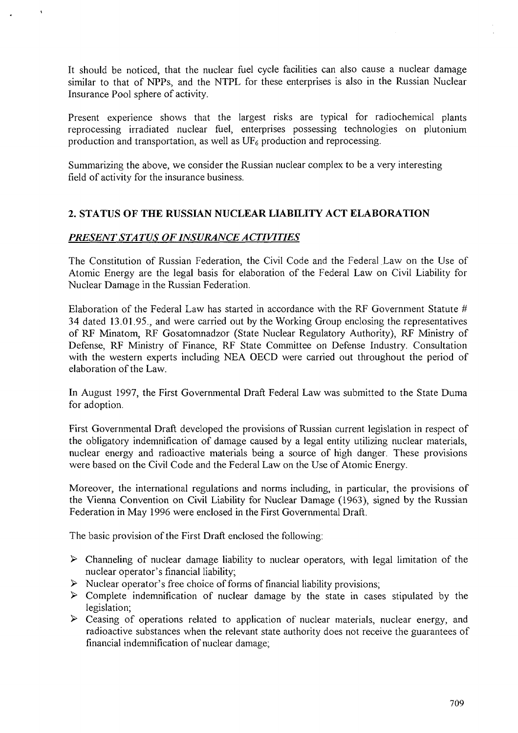It should be noticed, that the nuclear fuel cycle facilities can also cause a nuclear damage similar to that of NPPs, and the NTPL for these enterprises is also in the Russian Nuclear Insurance Pool sphere of activity.

Present experience shows that the largest risks are typical for radiochemical plants reprocessing irradiated nuclear fuel, enterprises possessing technologies on plutonium production and transportation, as well as $UF_6$ production and reprocessing.

Summarizing the above, we consider the Russian nuclear complex to be a very interesting field of activity for the insurance business.

## 2. STATUS OF THE RUSSIAN NUCLEAR LIABILITY ACT ELABORATION

### *PRESENT STATUS OF INSURANCE ACTIVITIES*

The Constitution of Russian Federation, the Civil Code and the Federal Law on the Use of Atomic Energy are the legal basis for elaboration of the Federal Law on Civil Liability for Nuclear Damage in the Russian Federation.

Elaboration of the Federal Law has started in accordance with the RF Government Statute # 34 dated 13.01.95., and were carried out by the Working Group enclosing the representatives of RF Minatom, RF Gosatomnadzor (State Nuclear Regulatory Authority), RF Ministry of Defense, RF Ministry of Finance, RF State Committee on Defense Industry. Consultation with the western experts including NEA OECD were carried out throughout the period of elaboration of the Law.

In August 1997, the First Governmental Draft Federal Law was submitted to the State Duma for adoption.

First Governmental Draft developed the provisions of Russian current legislation in respect of the obligatory indemnification of damage caused by a legal entity utilizing nuclear materials, nuclear energy and radioactive materials being a source of high danger. These provisions were based on the Civil Code and the Federal Law on the Use of Atomic Energy.

Moreover, the international regulations and norms including, in particular, the provisions of the Vienna Convention on Civil Liability for Nuclear Damage (1963), signed by the Russian Federation in May 1996 were enclosed in the First Governmental Draft.

The basic provision of the First Draft enclosed the following:

- Channeling of nuclear damage liability to nuclear operators, with legal limitation of the nuclear operator's financial liability;
- Nuclear operator's free choice of forms of financial liability provisions;
- Complete indemnification of nuclear damage by the state in cases stipulated by the legislation;
- Ceasing of operations related to application of nuclear materials, nuclear energy, and radioactive substances when the relevant state authority does not receive the guarantees of financial indemnification of nuclear damage;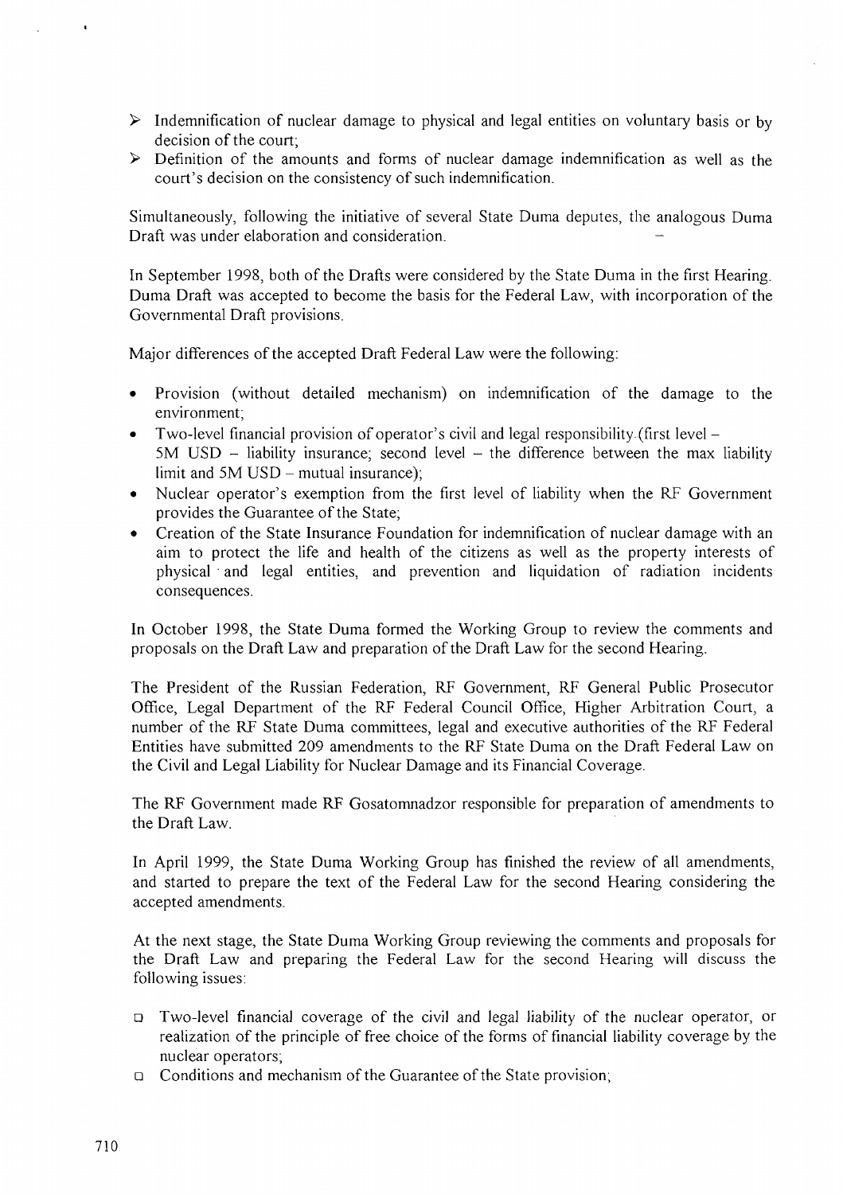- Indemnification of nuclear damage to physical and legal entities on voluntary basis or by decision of the court;
- Definition of the amounts and forms of nuclear damage indemnification as well as the court's decision on the consistency of such indemnification.

Simultaneously, following the initiative of several State Duma deputes, the analogous Duma Draft was under elaboration and consideration.

In September 1998, both of the Drafts were considered by the State Duma in the first Hearing. Duma Draft was accepted to become the basis for the Federal Law, with incorporation of the Governmental Draft provisions.

Major differences of the accepted Draft Federal Law were the following:

- Provision (without detailed mechanism) on indemnification of the damage to the environment;
- Two-level financial provision of operator's civil and legal responsibility (first level – 5M USD – liability insurance; second level – the difference between the max liability limit and 5M USD – mutual insurance);
- Nuclear operator's exemption from the first level of liability when the RF Government provides the Guarantee of the State;
- Creation of the State Insurance Foundation for indemnification of nuclear damage with an aim to protect the life and health of the citizens as well as the property interests of physical and legal entities, and prevention and liquidation of radiation incidents consequences.

In October 1998, the State Duma formed the Working Group to review the comments and proposals on the Draft Law and preparation of the Draft Law for the second Hearing.

The President of the Russian Federation, RF Government, RF General Public Prosecutor Office, Legal Department of the RF Federal Council Office, Higher Arbitration Court, a number of the RF State Duma committees, legal and executive authorities of the RF Federal Entities have submitted 209 amendments to the RF State Duma on the Draft Federal Law on the Civil and Legal Liability for Nuclear Damage and its Financial Coverage.

The RF Government made RF Gosatomnadzor responsible for preparation of amendments to the Draft Law.

In April 1999, the State Duma Working Group has finished the review of all amendments, and started to prepare the text of the Federal Law for the second Hearing considering the accepted amendments.

At the next stage, the State Duma Working Group reviewing the comments and proposals for the Draft Law and preparing the Federal Law for the second Hearing will discuss the following issues:

- Two-level financial coverage of the civil and legal liability of the nuclear operator, or realization of the principle of free choice of the forms of financial liability coverage by the nuclear operators;
- Conditions and mechanism of the Guarantee of the State provision;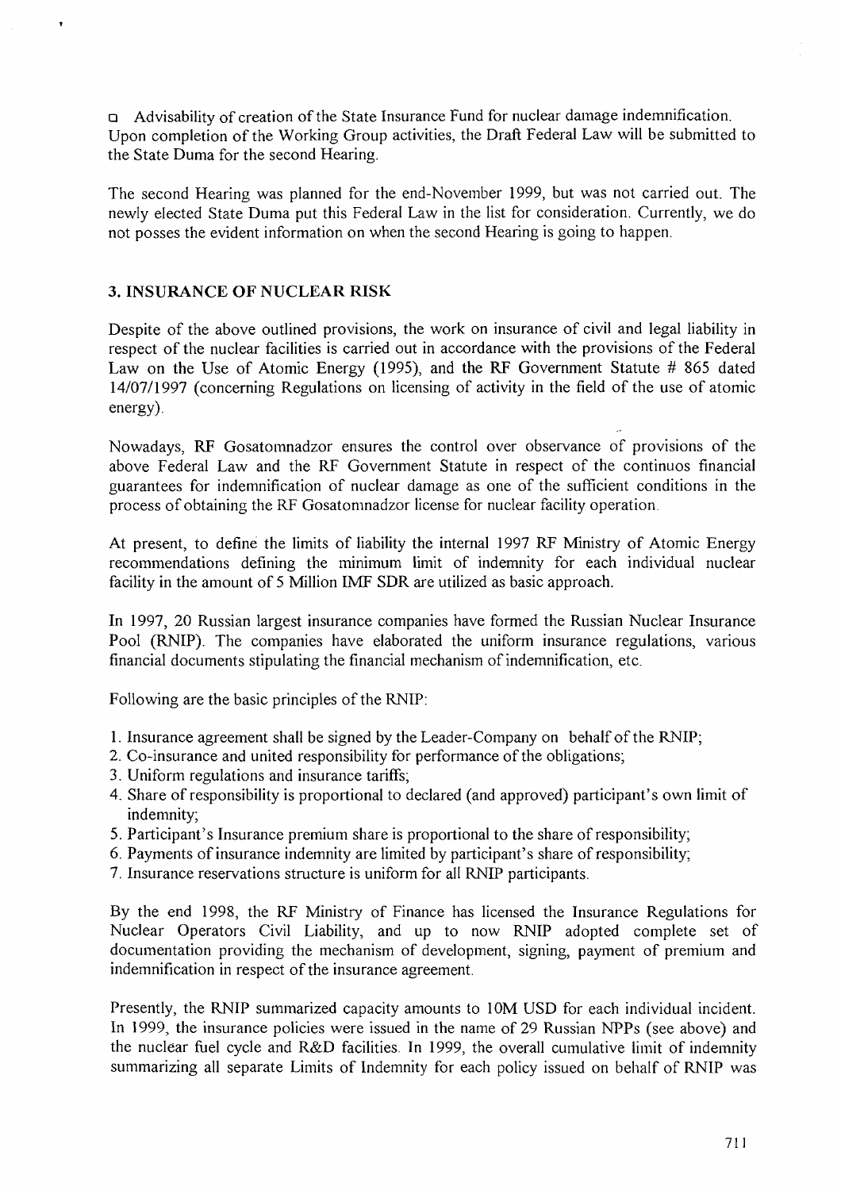- Advisability of creation of the State Insurance Fund for nuclear damage indemnification.

Upon completion of the Working Group activities, the Draft Federal Law will be submitted to the State Duma for the second Hearing.

The second Hearing was planned for the end-November 1999, but was not carried out. The newly elected State Duma put this Federal Law in the list for consideration. Currently, we do not posses the evident information on when the second Hearing is going to happen.

## 3. INSURANCE OF NUCLEAR RISK

Despite of the above outlined provisions, the work on insurance of civil and legal liability in respect of the nuclear facilities is carried out in accordance with the provisions of the Federal Law on the Use of Atomic Energy (1995), and the RF Government Statute # 865 dated 14/07/1997 (concerning Regulations on licensing of activity in the field of the use of atomic energy).

Nowadays, RF Gosatomnadzor ensures the control over observance of provisions of the above Federal Law and the RF Government Statute in respect of the continuos financial guarantees for indemnification of nuclear damage as one of the sufficient conditions in the process of obtaining the RF Gosatomnadzor license for nuclear facility operation.

At present, to define the limits of liability the internal 1997 RF Ministry of Atomic Energy recommendations defining the minimum limit of indemnity for each individual nuclear facility in the amount of 5 Million IMF SDR are utilized as basic approach.

In 1997, 20 Russian largest insurance companies have formed the Russian Nuclear Insurance Pool (RNIP). The companies have elaborated the uniform insurance regulations, various financial documents stipulating the financial mechanism of indemnification, etc.

Following are the basic principles of the RNIP:

1. Insurance agreement shall be signed by the Leader-Company on behalf of the RNIP;
2. Co-insurance and united responsibility for performance of the obligations;
3. Uniform regulations and insurance tariffs;
4. Share of responsibility is proportional to declared (and approved) participant's own limit of indemnity;
5. Participant's Insurance premium share is proportional to the share of responsibility;
6. Payments of insurance indemnity are limited by participant's share of responsibility;
7. Insurance reservations structure is uniform for all RNIP participants.

By the end 1998, the RF Ministry of Finance has licensed the Insurance Regulations for Nuclear Operators Civil Liability, and up to now RNIP adopted complete set of documentation providing the mechanism of development, signing, payment of premium and indemnification in respect of the insurance agreement.

Presently, the RNIP summarized capacity amounts to 10M USD for each individual incident. In 1999, the insurance policies were issued in the name of 29 Russian NPPs (see above) and the nuclear fuel cycle and R&D facilities. In 1999, the overall cumulative limit of indemnity summarizing all separate Limits of Indemnity for each policy issued on behalf of RNIP was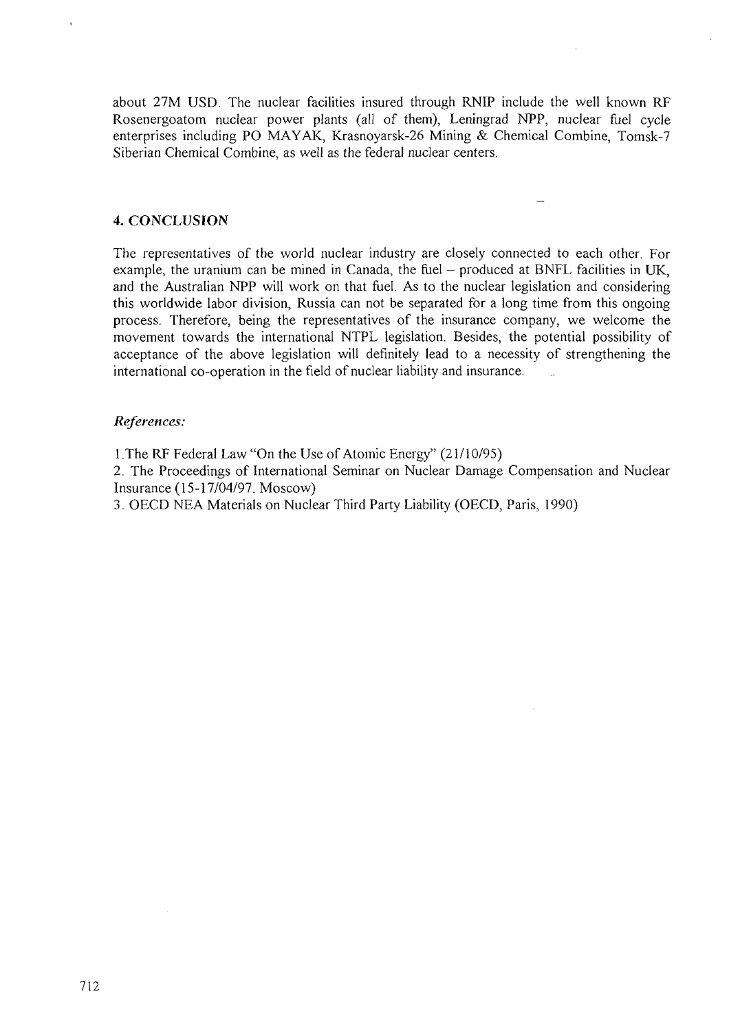about 27M USD. The nuclear facilities insured through RNIP include the well known RF Rosenergoatom nuclear power plants (all of them), Leningrad NPP, nuclear fuel cycle enterprises including PO MAYAK, Krasnoyarsk-26 Mining & Chemical Combine, Tomsk-7 Siberian Chemical Combine, as well as the federal nuclear centers.

## 4. CONCLUSION

The representatives of the world nuclear industry are closely connected to each other. For example, the uranium can be mined in Canada, the fuel – produced at BNFL facilities in UK, and the Australian NPP will work on that fuel. As to the nuclear legislation and considering this worldwide labor division, Russia can not be separated for a long time from this ongoing process. Therefore, being the representatives of the insurance company, we welcome the movement towards the international NTPL legislation. Besides, the potential possibility of acceptance of the above legislation will definitely lead to a necessity of strengthening the international co-operation in the field of nuclear liability and insurance.

*References:*

1. The RF Federal Law "On the Use of Atomic Energy" (21/10/95)
2. The Proceedings of International Seminar on Nuclear Damage Compensation and Nuclear Insurance (15-17/04/97. Moscow)
3. OECD NEA Materials on Nuclear Third Party Liability (OECD, Paris, 1990)